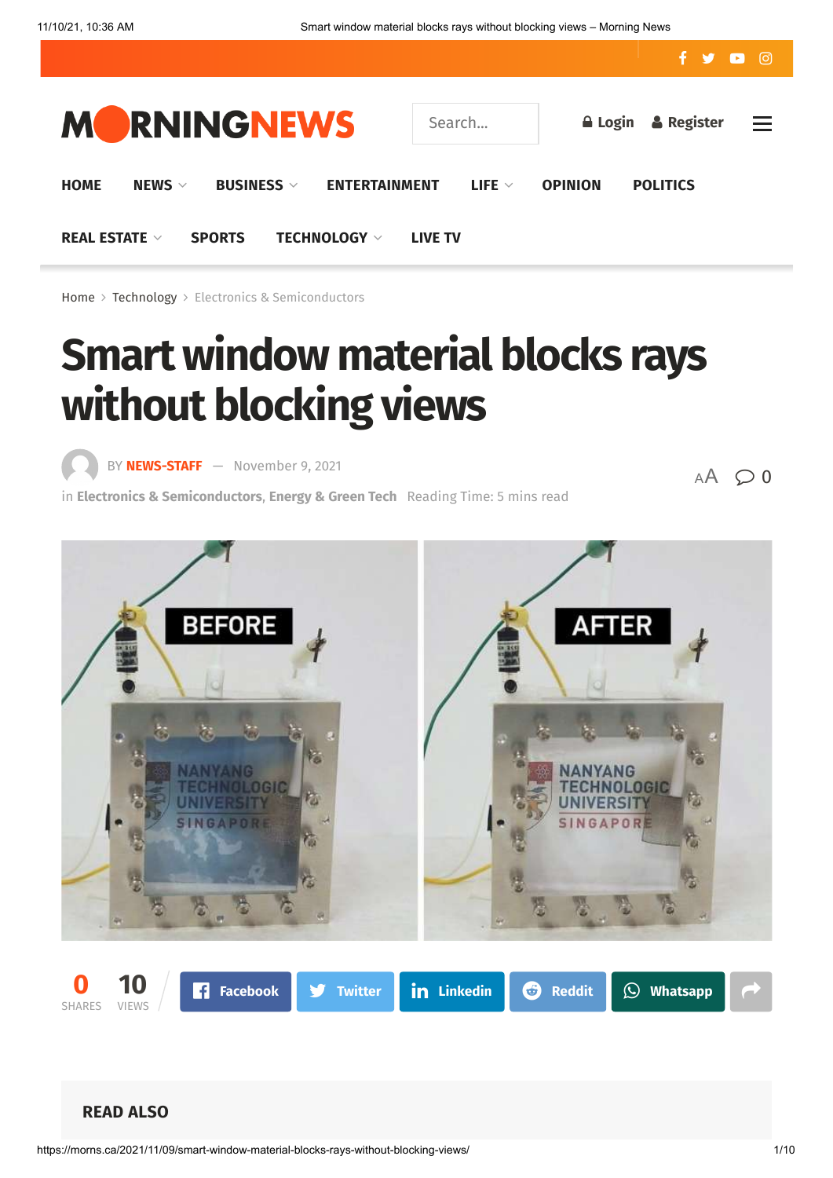HOME NEWS BUSINESS ENTERTAINMENT LIFE OPINION POLITICS

REAL ESTATE SPORTS TECHNOLOGY LIVE TV

Home > Technology > Electronics & Semiconductors

# Smart window material blocks rays without blocking views

BY **NEWS-STAFF** — November 9, 2021

in **Electronics & Semiconductors**, **Energy & Green Tech** Reading Time: 5 mins read

0 SHARES 10 VIEWS

Facebook Twitter Linkedin Reddit Whatsapp

**READ ALSO**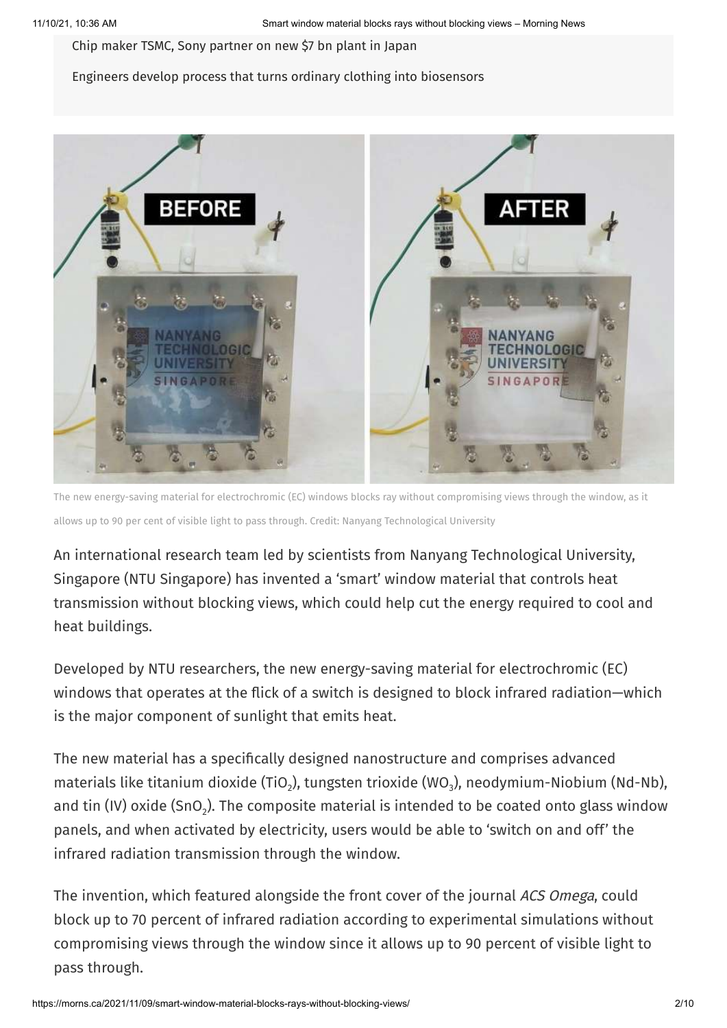Chip maker TSMC, Sony partner on new $7 bn plant in Japan

Engineers develop process that turns ordinary clothing into biosensors

The new energy-saving material for electrochromic (EC) windows blocks ray without compromising views through the window, as it allows up to 90 per cent of visible light to pass through. Credit: Nanyang Technological University

An international research team led by scientists from Nanyang Technological University, Singapore (NTU Singapore) has invented a 'smart' window material that controls heat transmission without blocking views, which could help cut the energy required to cool and heat buildings.

Developed by NTU researchers, the new energy-saving material for electrochromic (EC) windows that operates at the flick of a switch is designed to block infrared radiation—which is the major component of sunlight that emits heat.

The new material has a specifically designed nanostructure and comprises advanced materials like titanium dioxide ($TiO_2$), tungsten trioxide ($WO_3$), neodymium-Niobium (Nd-Nb), and tin (IV) oxide ($SnO_2$). The composite material is intended to be coated onto glass window panels, and when activated by electricity, users would be able to 'switch on and off' the infrared radiation transmission through the window.

The invention, which featured alongside the front cover of the journal *ACS Omega*, could block up to 70 percent of infrared radiation according to experimental simulations without compromising views through the window since it allows up to 90 percent of visible light to pass through.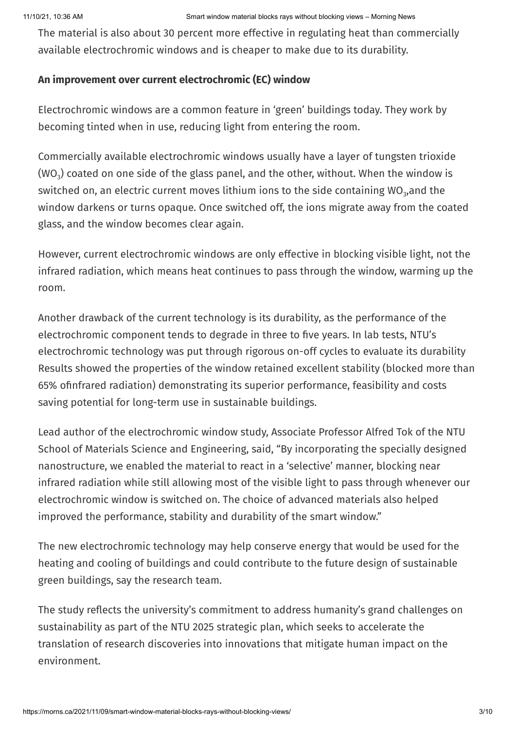The material is also about 30 percent more effective in regulating heat than commercially available electrochromic windows and is cheaper to make due to its durability.

**An improvement over current electrochromic (EC) window**

Electrochromic windows are a common feature in 'green' buildings today. They work by becoming tinted when in use, reducing light from entering the room.

Commercially available electrochromic windows usually have a layer of tungsten trioxide ($WO_3$) coated on one side of the glass panel, and the other, without. When the window is switched on, an electric current moves lithium ions to the side containing $WO_3$,and the window darkens or turns opaque. Once switched off, the ions migrate away from the coated glass, and the window becomes clear again.

However, current electrochromic windows are only effective in blocking visible light, not the infrared radiation, which means heat continues to pass through the window, warming up the room.

Another drawback of the current technology is its durability, as the performance of the electrochromic component tends to degrade in three to five years. In lab tests, NTU's electrochromic technology was put through rigorous on-off cycles to evaluate its durability Results showed the properties of the window retained excellent stability (blocked more than 65% ofinfrared radiation) demonstrating its superior performance, feasibility and costs saving potential for long-term use in sustainable buildings.

Lead author of the electrochromic window study, Associate Professor Alfred Tok of the NTU School of Materials Science and Engineering, said, "By incorporating the specially designed nanostructure, we enabled the material to react in a 'selective' manner, blocking near infrared radiation while still allowing most of the visible light to pass through whenever our electrochromic window is switched on. The choice of advanced materials also helped improved the performance, stability and durability of the smart window."

The new electrochromic technology may help conserve energy that would be used for the heating and cooling of buildings and could contribute to the future design of sustainable green buildings, say the research team.

The study reflects the university's commitment to address humanity's grand challenges on sustainability as part of the NTU 2025 strategic plan, which seeks to accelerate the translation of research discoveries into innovations that mitigate human impact on the environment.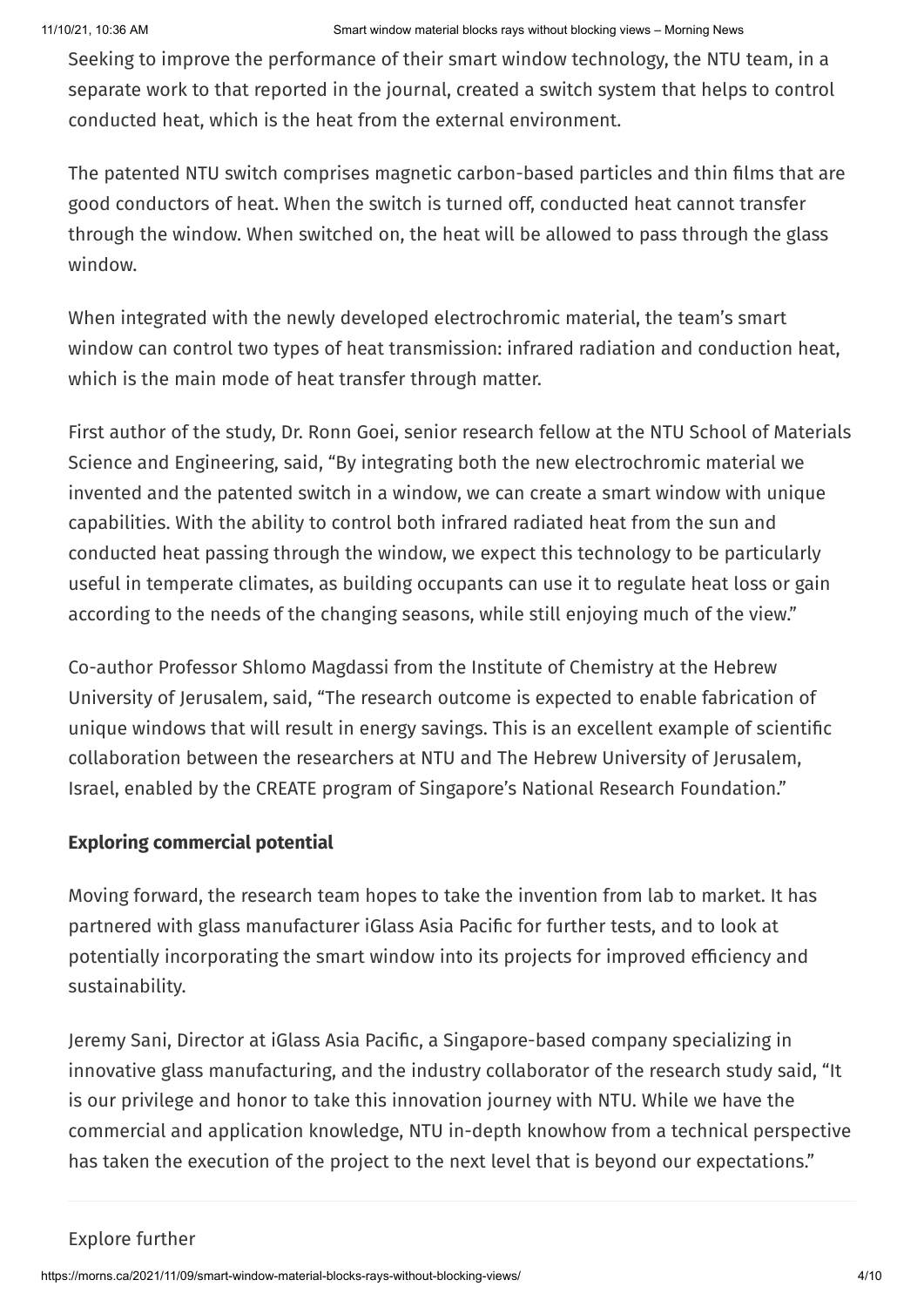Seeking to improve the performance of their smart window technology, the NTU team, in a separate work to that reported in the journal, created a switch system that helps to control conducted heat, which is the heat from the external environment.

The patented NTU switch comprises magnetic carbon-based particles and thin films that are good conductors of heat. When the switch is turned off, conducted heat cannot transfer through the window. When switched on, the heat will be allowed to pass through the glass window.

When integrated with the newly developed electrochromic material, the team's smart window can control two types of heat transmission: infrared radiation and conduction heat, which is the main mode of heat transfer through matter.

First author of the study, Dr. Ronn Goei, senior research fellow at the NTU School of Materials Science and Engineering, said, "By integrating both the new electrochromic material we invented and the patented switch in a window, we can create a smart window with unique capabilities. With the ability to control both infrared radiated heat from the sun and conducted heat passing through the window, we expect this technology to be particularly useful in temperate climates, as building occupants can use it to regulate heat loss or gain according to the needs of the changing seasons, while still enjoying much of the view."

Co-author Professor Shlomo Magdassi from the Institute of Chemistry at the Hebrew University of Jerusalem, said, "The research outcome is expected to enable fabrication of unique windows that will result in energy savings. This is an excellent example of scientific collaboration between the researchers at NTU and The Hebrew University of Jerusalem, Israel, enabled by the CREATE program of Singapore's National Research Foundation."

**Exploring commercial potential**

Moving forward, the research team hopes to take the invention from lab to market. It has partnered with glass manufacturer iGlass Asia Pacific for further tests, and to look at potentially incorporating the smart window into its projects for improved efficiency and sustainability.

Jeremy Sani, Director at iGlass Asia Pacific, a Singapore-based company specializing in innovative glass manufacturing, and the industry collaborator of the research study said, "It is our privilege and honor to take this innovation journey with NTU. While we have the commercial and application knowledge, NTU in-depth knowhow from a technical perspective has taken the execution of the project to the next level that is beyond our expectations."

---

Explore further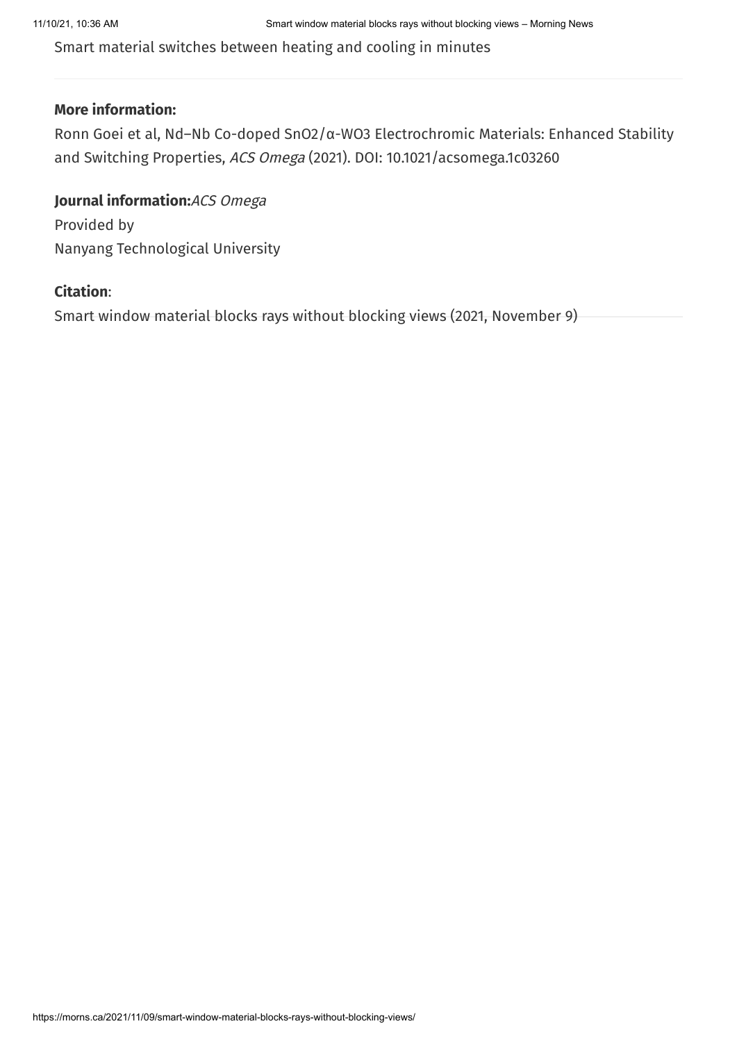Smart material switches between heating and cooling in minutes

---

**More information:**

Ronn Goei et al, Nd–Nb Co-doped $SnO_2$/α-$WO_3$ Electrochromic Materials: Enhanced Stability and Switching Properties, *ACS Omega* (2021). DOI: 10.1021/acsomega.1c03260

**Journal information:** *ACS Omega*

Provided by
Nanyang Technological University

**Citation**:

Smart window material blocks rays without blocking views (2021, November 9)